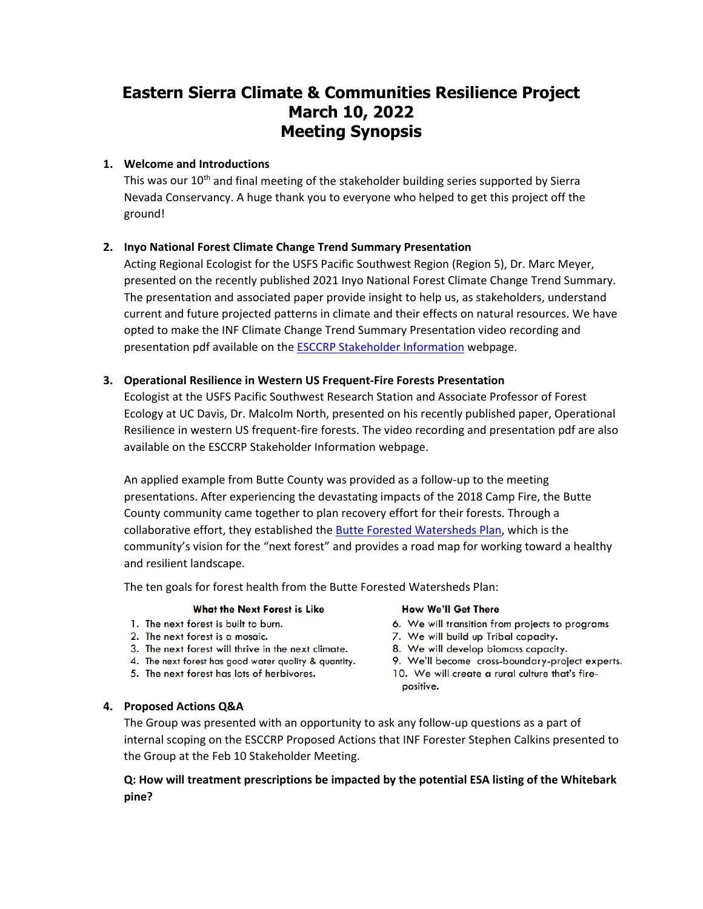# Eastern Sierra Climate & Communities Resilience Project
# March 10, 2022
# Meeting Synopsis

1. **Welcome and Introductions**

   This was our 10th and final meeting of the stakeholder building series supported by Sierra Nevada Conservancy. A huge thank you to everyone who helped to get this project off the ground!

2. **Inyo National Forest Climate Change Trend Summary Presentation**

   Acting Regional Ecologist for the USFS Pacific Southwest Region (Region 5), Dr. Marc Meyer, presented on the recently published 2021 Inyo National Forest Climate Change Trend Summary. The presentation and associated paper provide insight to help us, as stakeholders, understand current and future projected patterns in climate and their effects on natural resources. We have opted to make the INF Climate Change Trend Summary Presentation video recording and presentation pdf available on the ESCCRP Stakeholder Information webpage.

3. **Operational Resilience in Western US Frequent-Fire Forests Presentation**

   Ecologist at the USFS Pacific Southwest Research Station and Associate Professor of Forest Ecology at UC Davis, Dr. Malcolm North, presented on his recently published paper, Operational Resilience in western US frequent-fire forests. The video recording and presentation pdf are also available on the ESCCRP Stakeholder Information webpage.

   An applied example from Butte County was provided as a follow-up to the meeting presentations. After experiencing the devastating impacts of the 2018 Camp Fire, the Butte County community came together to plan recovery effort for their forests. Through a collaborative effort, they established the Butte Forested Watersheds Plan, which is the community's vision for the "next forest" and provides a road map for working toward a healthy and resilient landscape.

   The ten goals for forest health from the Butte Forested Watersheds Plan:

   **What the Next Forest is Like**

   1. The next forest is built to burn.
   2. The next forest is a mosaic.
   3. The next forest will thrive in the next climate.
   4. The next forest has good water quality & quantity.
   5. The next forest has lots of herbivores.

   **How We'll Get There**

   6. We will transition from projects to programs
   7. We will build up Tribal capacity.
   8. We will develop biomass capacity.
   9. We'll become cross-boundary-project experts.
   10. We will create a rural culture that's fire-positive.

4. **Proposed Actions Q&A**

   The Group was presented with an opportunity to ask any follow-up questions as a part of internal scoping on the ESCCRP Proposed Actions that INF Forester Stephen Calkins presented to the Group at the Feb 10 Stakeholder Meeting.

   **Q: How will treatment prescriptions be impacted by the potential ESA listing of the Whitebark pine?**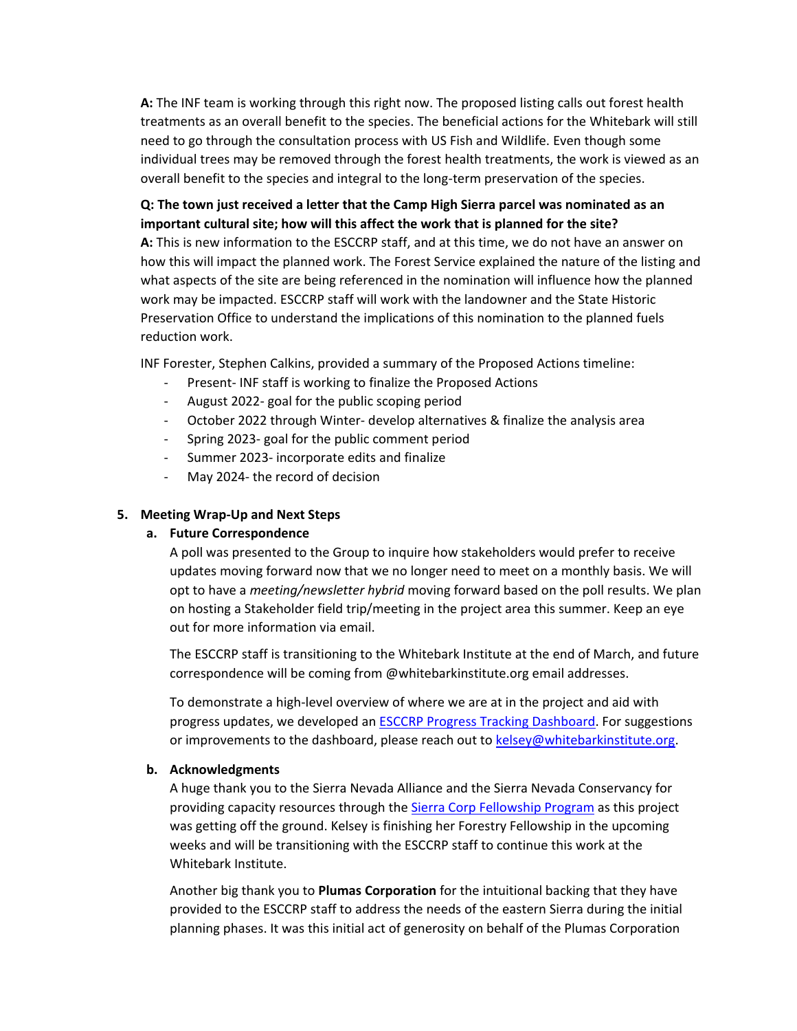**A:** The INF team is working through this right now. The proposed listing calls out forest health treatments as an overall benefit to the species. The beneficial actions for the Whitebark will still need to go through the consultation process with US Fish and Wildlife. Even though some individual trees may be removed through the forest health treatments, the work is viewed as an overall benefit to the species and integral to the long-term preservation of the species.

**Q: The town just received a letter that the Camp High Sierra parcel was nominated as an important cultural site; how will this affect the work that is planned for the site?**
**A:** This is new information to the ESCCRP staff, and at this time, we do not have an answer on how this will impact the planned work. The Forest Service explained the nature of the listing and what aspects of the site are being referenced in the nomination will influence how the planned work may be impacted. ESCCRP staff will work with the landowner and the State Historic Preservation Office to understand the implications of this nomination to the planned fuels reduction work.

INF Forester, Stephen Calkins, provided a summary of the Proposed Actions timeline:

- Present- INF staff is working to finalize the Proposed Actions
- August 2022- goal for the public scoping period
- October 2022 through Winter- develop alternatives & finalize the analysis area
- Spring 2023- goal for the public comment period
- Summer 2023- incorporate edits and finalize
- May 2024- the record of decision

### 5. Meeting Wrap-Up and Next Steps

#### a. Future Correspondence

A poll was presented to the Group to inquire how stakeholders would prefer to receive updates moving forward now that we no longer need to meet on a monthly basis. We will opt to have a *meeting/newsletter hybrid* moving forward based on the poll results. We plan on hosting a Stakeholder field trip/meeting in the project area this summer. Keep an eye out for more information via email.

The ESCCRP staff is transitioning to the Whitebark Institute at the end of March, and future correspondence will be coming from @whitebarkinstitute.org email addresses.

To demonstrate a high-level overview of where we are at in the project and aid with progress updates, we developed an [ESCCRP Progress Tracking Dashboard](). For suggestions or improvements to the dashboard, please reach out to [kelsey@whitebarkinstitute.org]().

#### b. Acknowledgments

A huge thank you to the Sierra Nevada Alliance and the Sierra Nevada Conservancy for providing capacity resources through the [Sierra Corp Fellowship Program]() as this project was getting off the ground. Kelsey is finishing her Forestry Fellowship in the upcoming weeks and will be transitioning with the ESCCRP staff to continue this work at the Whitebark Institute.

Another big thank you to **Plumas Corporation** for the intuitional backing that they have provided to the ESCCRP staff to address the needs of the eastern Sierra during the initial planning phases. It was this initial act of generosity on behalf of the Plumas Corporation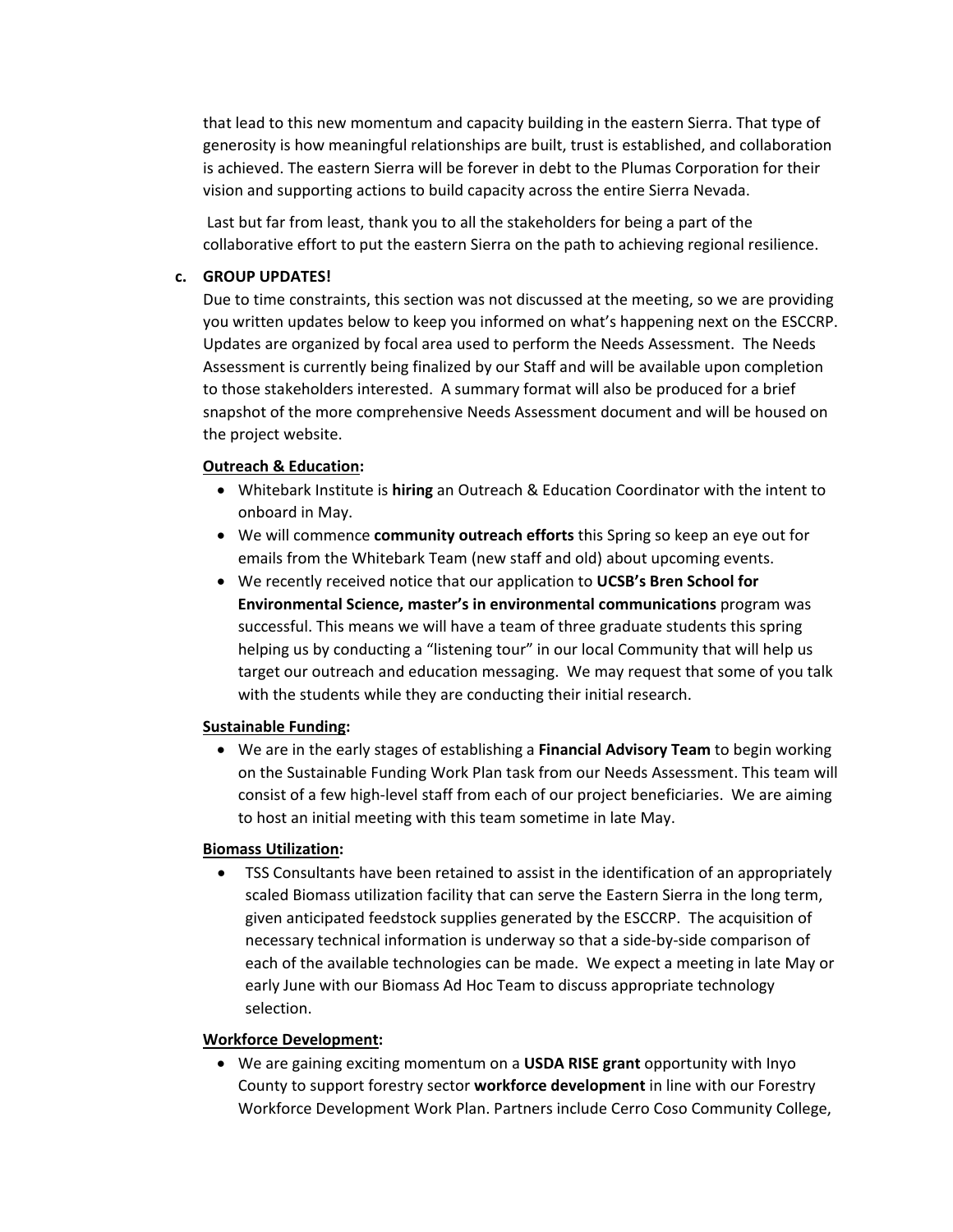that lead to this new momentum and capacity building in the eastern Sierra. That type of generosity is how meaningful relationships are built, trust is established, and collaboration is achieved. The eastern Sierra will be forever in debt to the Plumas Corporation for their vision and supporting actions to build capacity across the entire Sierra Nevada.

Last but far from least, thank you to all the stakeholders for being a part of the collaborative effort to put the eastern Sierra on the path to achieving regional resilience.

**c. GROUP UPDATES!**

Due to time constraints, this section was not discussed at the meeting, so we are providing you written updates below to keep you informed on what's happening next on the ESCCRP. Updates are organized by focal area used to perform the Needs Assessment. The Needs Assessment is currently being finalized by our Staff and will be available upon completion to those stakeholders interested. A summary format will also be produced for a brief snapshot of the more comprehensive Needs Assessment document and will be housed on the project website.

**Outreach & Education:**

- Whitebark Institute is **hiring** an Outreach & Education Coordinator with the intent to onboard in May.
- We will commence **community outreach efforts** this Spring so keep an eye out for emails from the Whitebark Team (new staff and old) about upcoming events.
- We recently received notice that our application to **UCSB's Bren School for Environmental Science, master's in environmental communications** program was successful. This means we will have a team of three graduate students this spring helping us by conducting a "listening tour" in our local Community that will help us target our outreach and education messaging. We may request that some of you talk with the students while they are conducting their initial research.

**Sustainable Funding:**

- We are in the early stages of establishing a **Financial Advisory Team** to begin working on the Sustainable Funding Work Plan task from our Needs Assessment. This team will consist of a few high-level staff from each of our project beneficiaries. We are aiming to host an initial meeting with this team sometime in late May.

**Biomass Utilization:**

- TSS Consultants have been retained to assist in the identification of an appropriately scaled Biomass utilization facility that can serve the Eastern Sierra in the long term, given anticipated feedstock supplies generated by the ESCCRP. The acquisition of necessary technical information is underway so that a side-by-side comparison of each of the available technologies can be made. We expect a meeting in late May or early June with our Biomass Ad Hoc Team to discuss appropriate technology selection.

**Workforce Development:**

- We are gaining exciting momentum on a **USDA RISE grant** opportunity with Inyo County to support forestry sector **workforce development** in line with our Forestry Workforce Development Work Plan. Partners include Cerro Coso Community College,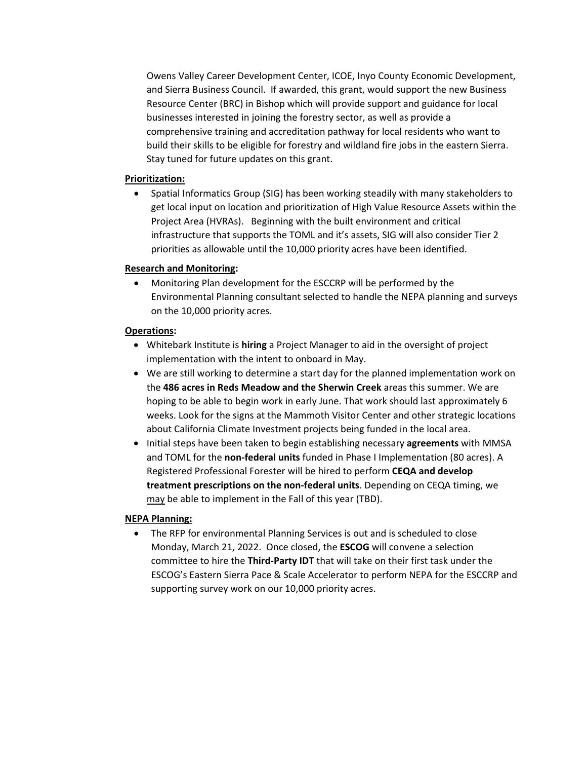Owens Valley Career Development Center, ICOE, Inyo County Economic Development, and Sierra Business Council. If awarded, this grant, would support the new Business Resource Center (BRC) in Bishop which will provide support and guidance for local businesses interested in joining the forestry sector, as well as provide a comprehensive training and accreditation pathway for local residents who want to build their skills to be eligible for forestry and wildland fire jobs in the eastern Sierra. Stay tuned for future updates on this grant.

**Prioritization:**

- Spatial Informatics Group (SIG) has been working steadily with many stakeholders to get local input on location and prioritization of High Value Resource Assets within the Project Area (HVRAs). Beginning with the built environment and critical infrastructure that supports the TOML and it's assets, SIG will also consider Tier 2 priorities as allowable until the 10,000 priority acres have been identified.

**Research and Monitoring:**

- Monitoring Plan development for the ESCCRP will be performed by the Environmental Planning consultant selected to handle the NEPA planning and surveys on the 10,000 priority acres.

**Operations:**

- Whitebark Institute is **hiring** a Project Manager to aid in the oversight of project implementation with the intent to onboard in May.
- We are still working to determine a start day for the planned implementation work on the **486 acres in Reds Meadow and the Sherwin Creek** areas this summer. We are hoping to be able to begin work in early June. That work should last approximately 6 weeks. Look for the signs at the Mammoth Visitor Center and other strategic locations about California Climate Investment projects being funded in the local area.
- Initial steps have been taken to begin establishing necessary **agreements** with MMSA and TOML for the **non-federal units** funded in Phase I Implementation (80 acres). A Registered Professional Forester will be hired to perform **CEQA and develop treatment prescriptions on the non-federal units**. Depending on CEQA timing, we may be able to implement in the Fall of this year (TBD).

**NEPA Planning:**

- The RFP for environmental Planning Services is out and is scheduled to close Monday, March 21, 2022. Once closed, the **ESCOG** will convene a selection committee to hire the **Third-Party IDT** that will take on their first task under the ESCOG's Eastern Sierra Pace & Scale Accelerator to perform NEPA for the ESCCRP and supporting survey work on our 10,000 priority acres.